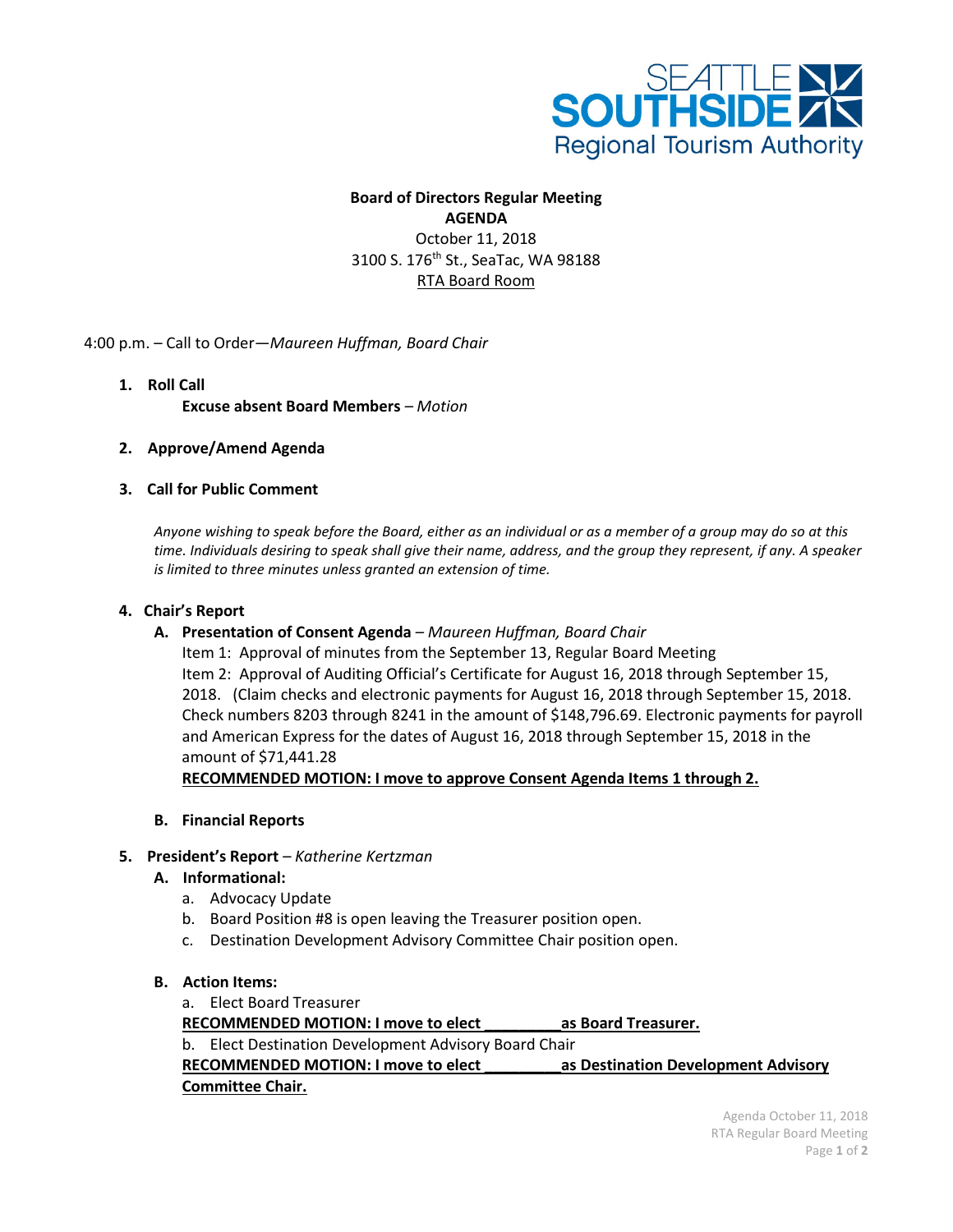SEATTLE SOUTHSIDE Regional Tourism Authority

**Board of Directors Regular Meeting**
**AGENDA**
October 11, 2018
3100 S. 176th St., SeaTac, WA 98188
RTA Board Room

4:00 p.m. – Call to Order—*Maureen Huffman, Board Chair*

1. **Roll Call**
   **Excuse absent Board Members** – *Motion*

2. **Approve/Amend Agenda**

3. **Call for Public Comment**

   *Anyone wishing to speak before the Board, either as an individual or as a member of a group may do so at this time. Individuals desiring to speak shall give their name, address, and the group they represent, if any. A speaker is limited to three minutes unless granted an extension of time.*

4. **Chair's Report**
   - **A. Presentation of Consent Agenda** – *Maureen Huffman, Board Chair*
     Item 1: Approval of minutes from the September 13, Regular Board Meeting
     Item 2: Approval of Auditing Official's Certificate for August 16, 2018 through September 15, 2018. (Claim checks and electronic payments for August 16, 2018 through September 15, 2018. Check numbers 8203 through 8241 in the amount of $148,796.69. Electronic payments for payroll and American Express for the dates of August 16, 2018 through September 15, 2018 in the amount of $71,441.28
     **RECOMMENDED MOTION: I move to approve Consent Agenda Items 1 through 2.**
   - **B. Financial Reports**

5. **President's Report** – *Katherine Kertzman*
   - **A. Informational:**
     - a. Advocacy Update
     - b. Board Position #8 is open leaving the Treasurer position open.
     - c. Destination Development Advisory Committee Chair position open.
   - **B. Action Items:**
     - a. Elect Board Treasurer
       **RECOMMENDED MOTION: I move to elect _________as Board Treasurer.**
     - b. Elect Destination Development Advisory Board Chair
       **RECOMMENDED MOTION: I move to elect _________as Destination Development Advisory Committee Chair.**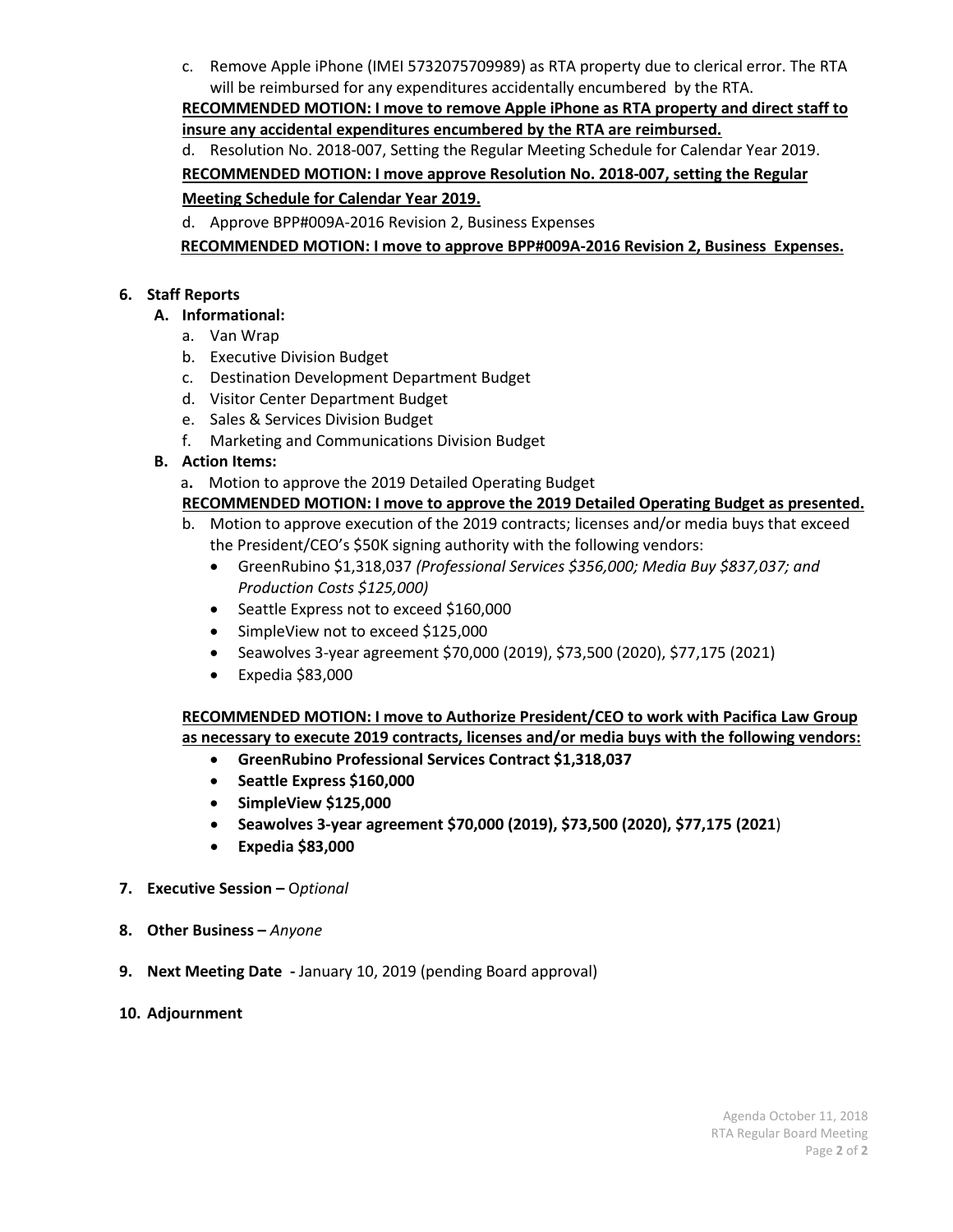c. Remove Apple iPhone (IMEI 5732075709989) as RTA property due to clerical error. The RTA will be reimbursed for any expenditures accidentally encumbered by the RTA.

**RECOMMENDED MOTION: I move to remove Apple iPhone as RTA property and direct staff to insure any accidental expenditures encumbered by the RTA are reimbursed.**

d. Resolution No. 2018-007, Setting the Regular Meeting Schedule for Calendar Year 2019.

**RECOMMENDED MOTION: I move approve Resolution No. 2018-007, setting the Regular Meeting Schedule for Calendar Year 2019.**

d. Approve BPP#009A-2016 Revision 2, Business Expenses

**RECOMMENDED MOTION: I move to approve BPP#009A-2016 Revision 2, Business Expenses.**

**6. Staff Reports**

**A. Informational:**

a. Van Wrap
b. Executive Division Budget
c. Destination Development Department Budget
d. Visitor Center Department Budget
e. Sales & Services Division Budget
f. Marketing and Communications Division Budget

**B. Action Items:**

a. Motion to approve the 2019 Detailed Operating Budget

**RECOMMENDED MOTION: I move to approve the 2019 Detailed Operating Budget as presented.**

b. Motion to approve execution of the 2019 contracts; licenses and/or media buys that exceed the President/CEO's $50K signing authority with the following vendors:

- GreenRubino $1,318,037 *(Professional Services $356,000; Media Buy $837,037; and Production Costs $125,000)*
- Seattle Express not to exceed $160,000
- SimpleView not to exceed $125,000
- Seawolves 3-year agreement $70,000 (2019), $73,500 (2020), $77,175 (2021)
- Expedia $83,000

**RECOMMENDED MOTION: I move to Authorize President/CEO to work with Pacifica Law Group as necessary to execute 2019 contracts, licenses and/or media buys with the following vendors:**

- **GreenRubino Professional Services Contract $1,318,037**
- **Seattle Express $160,000**
- **SimpleView $125,000**
- **Seawolves 3-year agreement $70,000 (2019), $73,500 (2020), $77,175 (2021**)
- **Expedia $83,000**

**7. Executive Session –** O*ptional*

**8. Other Business –** *Anyone*

**9. Next Meeting Date -** January 10, 2019 (pending Board approval)

**10. Adjournment**